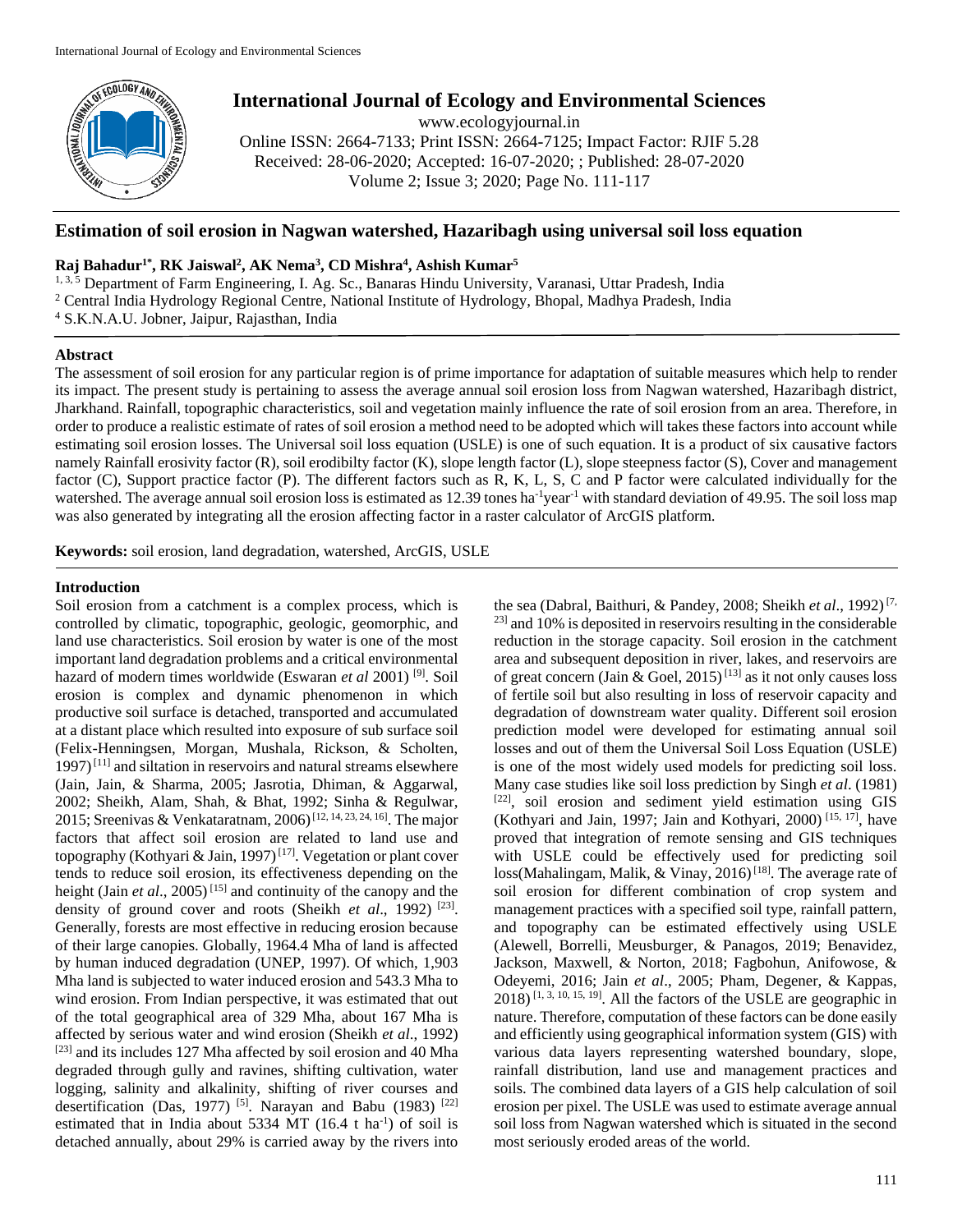# Estimation of soil erosion in Nagwan watershed, Hazaribagh using universal soil loss equation

**Raj Bahadur[1*], RK Jaiswal[2], AK Nema[3], CD Mishra[4], Ashish Kumar[5]**

[1, 3, 5] Department of Farm Engineering, I. Ag. Sc., Banaras Hindu University, Varanasi, Uttar Pradesh, India
[2] Central India Hydrology Regional Centre, National Institute of Hydrology, Bhopal, Madhya Pradesh, India
[4] S.K.N.A.U. Jobner, Jaipur, Rajasthan, India

International Journal of Ecology and Environmental Sciences
www.ecologyjournal.in
Online ISSN: 2664-7133; Print ISSN: 2664-7125; Impact Factor: RJIF 5.28
Received: 28-06-2020; Accepted: 16-07-2020; ; Published: 28-07-2020
Volume 2; Issue 3; 2020; Page No. 111-117

## Abstract

The assessment of soil erosion for any particular region is of prime importance for adaptation of suitable measures which help to render its impact. The present study is pertaining to assess the average annual soil erosion loss from Nagwan watershed, Hazaribagh district, Jharkhand. Rainfall, topographic characteristics, soil and vegetation mainly influence the rate of soil erosion from an area. Therefore, in order to produce a realistic estimate of rates of soil erosion a method need to be adopted which will takes these factors into account while estimating soil erosion losses. The Universal soil loss equation (USLE) is one of such equation. It is a product of six causative factors namely Rainfall erosivity factor (R), soil erodibilty factor (K), slope length factor (L), slope steepness factor (S), Cover and management factor (C), Support practice factor (P). The different factors such as R, K, L, S, C and P factor were calculated individually for the watershed. The average annual soil erosion loss is estimated as 12.39 tones $ha^{-1}year^{-1}$ with standard deviation of 49.95. The soil loss map was also generated by integrating all the erosion affecting factor in a raster calculator of ArcGIS platform.

**Keywords:** soil erosion, land degradation, watershed, ArcGIS, USLE

## Introduction

Soil erosion from a catchment is a complex process, which is controlled by climatic, topographic, geologic, geomorphic, and land use characteristics. Soil erosion by water is one of the most important land degradation problems and a critical environmental hazard of modern times worldwide (Eswaran *et al* 2001) [9]. Soil erosion is complex and dynamic phenomenon in which productive soil surface is detached, transported and accumulated at a distant place which resulted into exposure of sub surface soil (Felix-Henningsen, Morgan, Mushala, Rickson, & Scholten, 1997) [11] and siltation in reservoirs and natural streams elsewhere (Jain, Jain, & Sharma, 2005; Jasrotia, Dhiman, & Aggarwal, 2002; Sheikh, Alam, Shah, & Bhat, 1992; Sinha & Regulwar, 2015; Sreenivas & Venkataratnam, 2006) [12, 14, 23, 24, 16]. The major factors that affect soil erosion are related to land use and topography (Kothyari & Jain, 1997) [17]. Vegetation or plant cover tends to reduce soil erosion, its effectiveness depending on the height (Jain *et al*., 2005) [15] and continuity of the canopy and the density of ground cover and roots (Sheikh *et al*., 1992) [23]. Generally, forests are most effective in reducing erosion because of their large canopies. Globally, 1964.4 Mha of land is affected by human induced degradation (UNEP, 1997). Of which, 1,903 Mha land is subjected to water induced erosion and 543.3 Mha to wind erosion. From Indian perspective, it was estimated that out of the total geographical area of 329 Mha, about 167 Mha is affected by serious water and wind erosion (Sheikh *et al*., 1992) [23] and its includes 127 Mha affected by soil erosion and 40 Mha degraded through gully and ravines, shifting cultivation, water logging, salinity and alkalinity, shifting of river courses and desertification (Das, 1977) [5]. Narayan and Babu (1983) [22] estimated that in India about 5334 MT (16.4 t $ha^{-1}$) of soil is detached annually, about 29% is carried away by the rivers into the sea (Dabral, Baithuri, & Pandey, 2008; Sheikh *et al*., 1992) [7, 23] and 10% is deposited in reservoirs resulting in the considerable reduction in the storage capacity. Soil erosion in the catchment area and subsequent deposition in river, lakes, and reservoirs are of great concern (Jain & Goel, 2015) [13] as it not only causes loss of fertile soil but also resulting in loss of reservoir capacity and degradation of downstream water quality. Different soil erosion prediction model were developed for estimating annual soil losses and out of them the Universal Soil Loss Equation (USLE) is one of the most widely used models for predicting soil loss. Many case studies like soil loss prediction by Singh *et al*. (1981) [22], soil erosion and sediment yield estimation using GIS (Kothyari and Jain, 1997; Jain and Kothyari, 2000) [15, 17], have proved that integration of remote sensing and GIS techniques with USLE could be effectively used for predicting soil loss(Mahalingam, Malik, & Vinay, 2016) [18]. The average rate of soil erosion for different combination of crop system and management practices with a specified soil type, rainfall pattern, and topography can be estimated effectively using USLE (Alewell, Borrelli, Meusburger, & Panagos, 2019; Benavidez, Jackson, Maxwell, & Norton, 2018; Fagbohun, Anifowose, & Odeyemi, 2016; Jain *et al*., 2005; Pham, Degener, & Kappas, 2018) [1, 3, 10, 15, 19]. All the factors of the USLE are geographic in nature. Therefore, computation of these factors can be done easily and efficiently using geographical information system (GIS) with various data layers representing watershed boundary, slope, rainfall distribution, land use and management practices and soils. The combined data layers of a GIS help calculation of soil erosion per pixel. The USLE was used to estimate average annual soil loss from Nagwan watershed which is situated in the second most seriously eroded areas of the world.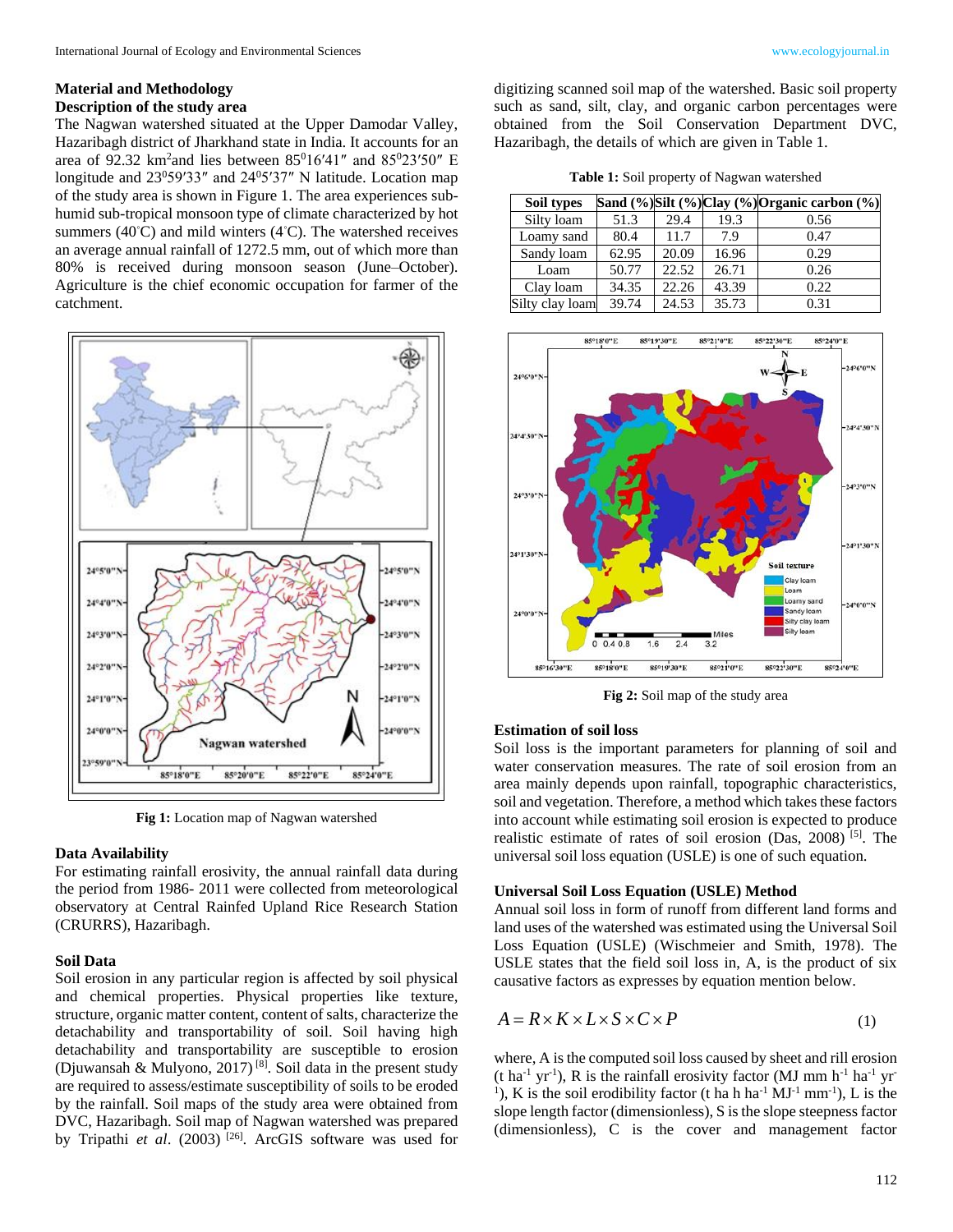## Material and Methodology

### Description of the study area

The Nagwan watershed situated at the Upper Damodar Valley, Hazaribagh district of Jharkhand state in India. It accounts for an area of 92.32 km$^2$and lies between 85$^0$16′41″ and 85$^0$23′50″ E longitude and 23$^0$59′33″ and 24$^0$5′37″ N latitude. Location map of the study area is shown in Figure 1. The area experiences sub-humid sub-tropical monsoon type of climate characterized by hot summers (40$^{\circ}$C) and mild winters (4$^{\circ}$C). The watershed receives an average annual rainfall of 1272.5 mm, out of which more than 80% is received during monsoon season (June–October). Agriculture is the chief economic occupation for farmer of the catchment.

Fig 1: Location map of Nagwan watershed

### Data Availability

For estimating rainfall erosivity, the annual rainfall data during the period from 1986- 2011 were collected from meteorological observatory at Central Rainfed Upland Rice Research Station (CRURRS), Hazaribagh.

### Soil Data

Soil erosion in any particular region is affected by soil physical and chemical properties. Physical properties like texture, structure, organic matter content, content of salts, characterize the detachability and transportability of soil. Soil having high detachability and transportability are susceptible to erosion (Djuwansah & Mulyono, 2017) [8]. Soil data in the present study are required to assess/estimate susceptibility of soils to be eroded by the rainfall. Soil maps of the study area were obtained from DVC, Hazaribagh. Soil map of Nagwan watershed was prepared by Tripathi *et al*. (2003) [26]. ArcGIS software was used for digitizing scanned soil map of the watershed. Basic soil property such as sand, silt, clay, and organic carbon percentages were obtained from the Soil Conservation Department DVC, Hazaribagh, the details of which are given in Table 1.

**Table 1:** Soil property of Nagwan watershed

| Soil types | Sand (%) | Silt (%) | Clay (%) | Organic carbon (%) |
|---|---|---|---|---|
| Silty loam | 51.3 | 29.4 | 19.3 | 0.56 |
| Loamy sand | 80.4 | 11.7 | 7.9 | 0.47 |
| Sandy loam | 62.95 | 20.09 | 16.96 | 0.29 |
| Loam | 50.77 | 22.52 | 26.71 | 0.26 |
| Clay loam | 34.35 | 22.26 | 43.39 | 0.22 |
| Silty clay loam | 39.74 | 24.53 | 35.73 | 0.31 |

Fig 2: Soil map of the study area

### Estimation of soil loss

Soil loss is the important parameters for planning of soil and water conservation measures. The rate of soil erosion from an area mainly depends upon rainfall, topographic characteristics, soil and vegetation. Therefore, a method which takes these factors into account while estimating soil erosion is expected to produce realistic estimate of rates of soil erosion (Das, 2008) [5]. The universal soil loss equation (USLE) is one of such equation.

### Universal Soil Loss Equation (USLE) Method

Annual soil loss in form of runoff from different land forms and land uses of the watershed was estimated using the Universal Soil Loss Equation (USLE) (Wischmeier and Smith, 1978). The USLE states that the field soil loss in, A, is the product of six causative factors as expresses by equation mention below.

$$A = R \times K \times L \times S \times C \times P \tag{1}$$

where, A is the computed soil loss caused by sheet and rill erosion (t ha$^{-1}$ yr$^{-1}$), R is the rainfall erosivity factor (MJ mm h$^{-1}$ ha$^{-1}$ yr$^{-1}$), K is the soil erodibility factor (t ha h ha$^{-1}$ MJ$^{-1}$ mm$^{-1}$), L is the slope length factor (dimensionless), S is the slope steepness factor (dimensionless), C is the cover and management factor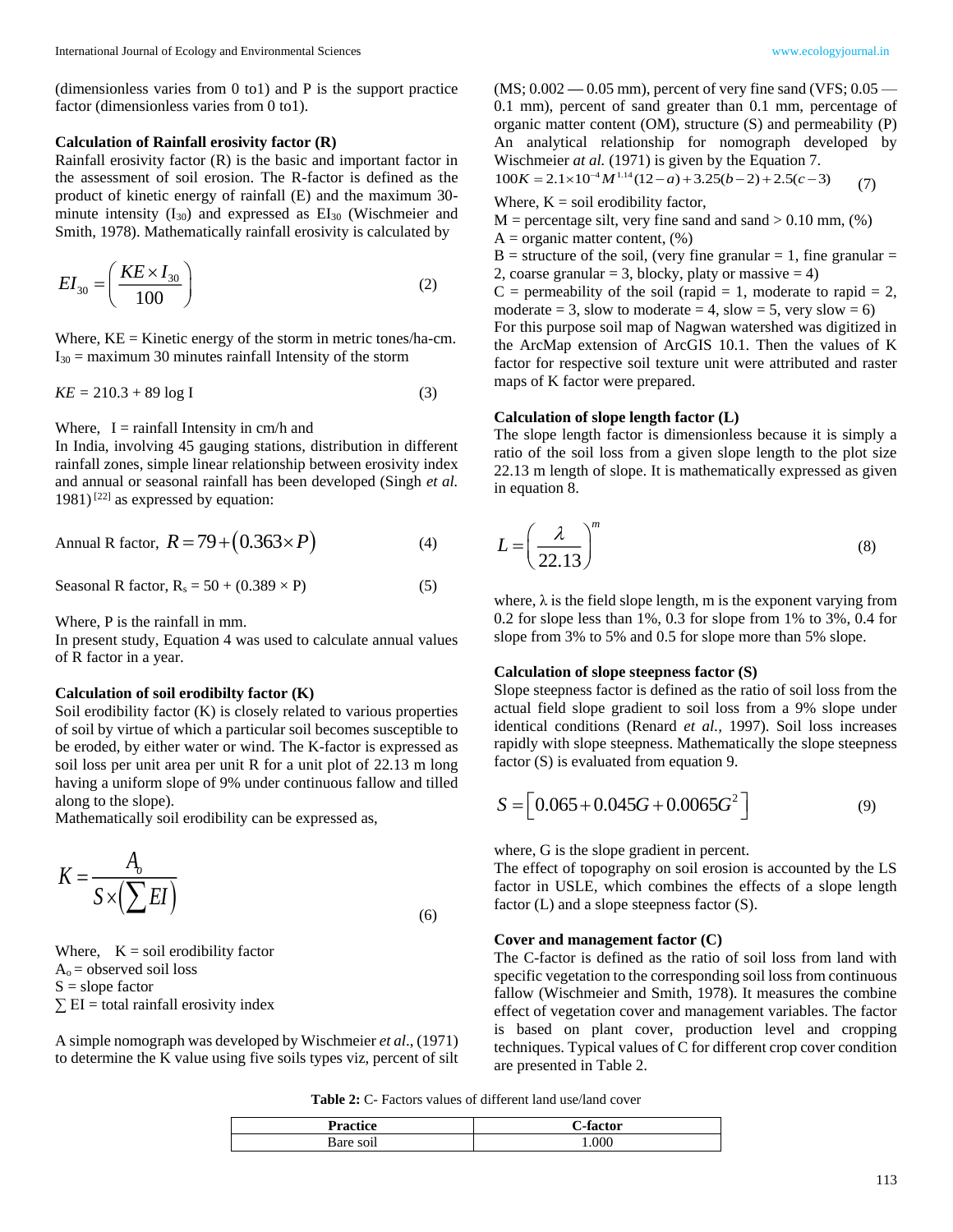(dimensionless varies from 0 to1) and P is the support practice factor (dimensionless varies from 0 to1).

### Calculation of Rainfall erosivity factor (R)

Rainfall erosivity factor (R) is the basic and important factor in the assessment of soil erosion. The R-factor is defined as the product of kinetic energy of rainfall (E) and the maximum 30-minute intensity ($I_{30}$) and expressed as $EI_{30}$ (Wischmeier and Smith, 1978). Mathematically rainfall erosivity is calculated by

$$EI_{30} = \left(\frac{KE \times I_{30}}{100}\right) \quad (2)$$

Where, KE = Kinetic energy of the storm in metric tones/ha-cm. $I_{30}$ = maximum 30 minutes rainfall Intensity of the storm

$$KE = 210.3 + 89 \log I \quad (3)$$

Where, I = rainfall Intensity in cm/h and

In India, involving 45 gauging stations, distribution in different rainfall zones, simple linear relationship between erosivity index and annual or seasonal rainfall has been developed (Singh *et al.* 1981) [22] as expressed by equation:

Annual R factor, $R = 79 + (0.363 \times P)$ (4)

Seasonal R factor, $R_s = 50 + (0.389 \times P)$ (5)

Where, P is the rainfall in mm.

In present study, Equation 4 was used to calculate annual values of R factor in a year.

### Calculation of soil erodibilty factor (K)

Soil erodibility factor (K) is closely related to various properties of soil by virtue of which a particular soil becomes susceptible to be eroded, by either water or wind. The K-factor is expressed as soil loss per unit area per unit R for a unit plot of 22.13 m long having a uniform slope of 9% under continuous fallow and tilled along to the slope).

Mathematically soil erodibility can be expressed as,

$$K = \frac{A_o}{S \times \left(\sum EI\right)} \quad (6)$$

Where, K = soil erodibility factor
$A_o$ = observed soil loss
S = slope factor
$\sum$ EI = total rainfall erosivity index

A simple nomograph was developed by Wischmeier *et al.*, (1971) to determine the K value using five soils types viz, percent of silt (MS; 0.002 — 0.05 mm), percent of very fine sand (VFS; 0.05 — 0.1 mm), percent of sand greater than 0.1 mm, percentage of organic matter content (OM), structure (S) and permeability (P) An analytical relationship for nomograph developed by Wischmeier *at al.* (1971) is given by the Equation 7.

$$100K = 2.1 \times 10^{-4} M^{1.14}(12 - a) + 3.25(b - 2) + 2.5(c - 3) \quad (7)$$

Where, K = soil erodibility factor,
M = percentage silt, very fine sand and sand > 0.10 mm, (%)
A = organic matter content, (%)
B = structure of the soil, (very fine granular = 1, fine granular = 2, coarse granular = 3, blocky, platy or massive = 4)
C = permeability of the soil (rapid = 1, moderate to rapid = 2, moderate = 3, slow to moderate = 4, slow = 5, very slow = 6)
For this purpose soil map of Nagwan watershed was digitized in the ArcMap extension of ArcGIS 10.1. Then the values of K factor for respective soil texture unit were attributed and raster maps of K factor were prepared.

### Calculation of slope length factor (L)

The slope length factor is dimensionless because it is simply a ratio of the soil loss from a given slope length to the plot size 22.13 m length of slope. It is mathematically expressed as given in equation 8.

$$L = \left(\frac{\lambda}{22.13}\right)^m \quad (8)$$

where, λ is the field slope length, m is the exponent varying from 0.2 for slope less than 1%, 0.3 for slope from 1% to 3%, 0.4 for slope from 3% to 5% and 0.5 for slope more than 5% slope.

### Calculation of slope steepness factor (S)

Slope steepness factor is defined as the ratio of soil loss from the actual field slope gradient to soil loss from a 9% slope under identical conditions (Renard *et al.,* 1997). Soil loss increases rapidly with slope steepness. Mathematically the slope steepness factor (S) is evaluated from equation 9.

$$S = \left[0.065 + 0.045G + 0.0065G^2\right] \quad (9)$$

where, G is the slope gradient in percent.

The effect of topography on soil erosion is accounted by the LS factor in USLE, which combines the effects of a slope length factor (L) and a slope steepness factor (S).

### Cover and management factor (C)

The C-factor is defined as the ratio of soil loss from land with specific vegetation to the corresponding soil loss from continuous fallow (Wischmeier and Smith, 1978). It measures the combine effect of vegetation cover and management variables. The factor is based on plant cover, production level and cropping techniques. Typical values of C for different crop cover condition are presented in Table 2.

**Table 2:** C- Factors values of different land use/land cover

| Practice | C-factor |
|---|---|
| Bare soil | 1.000 |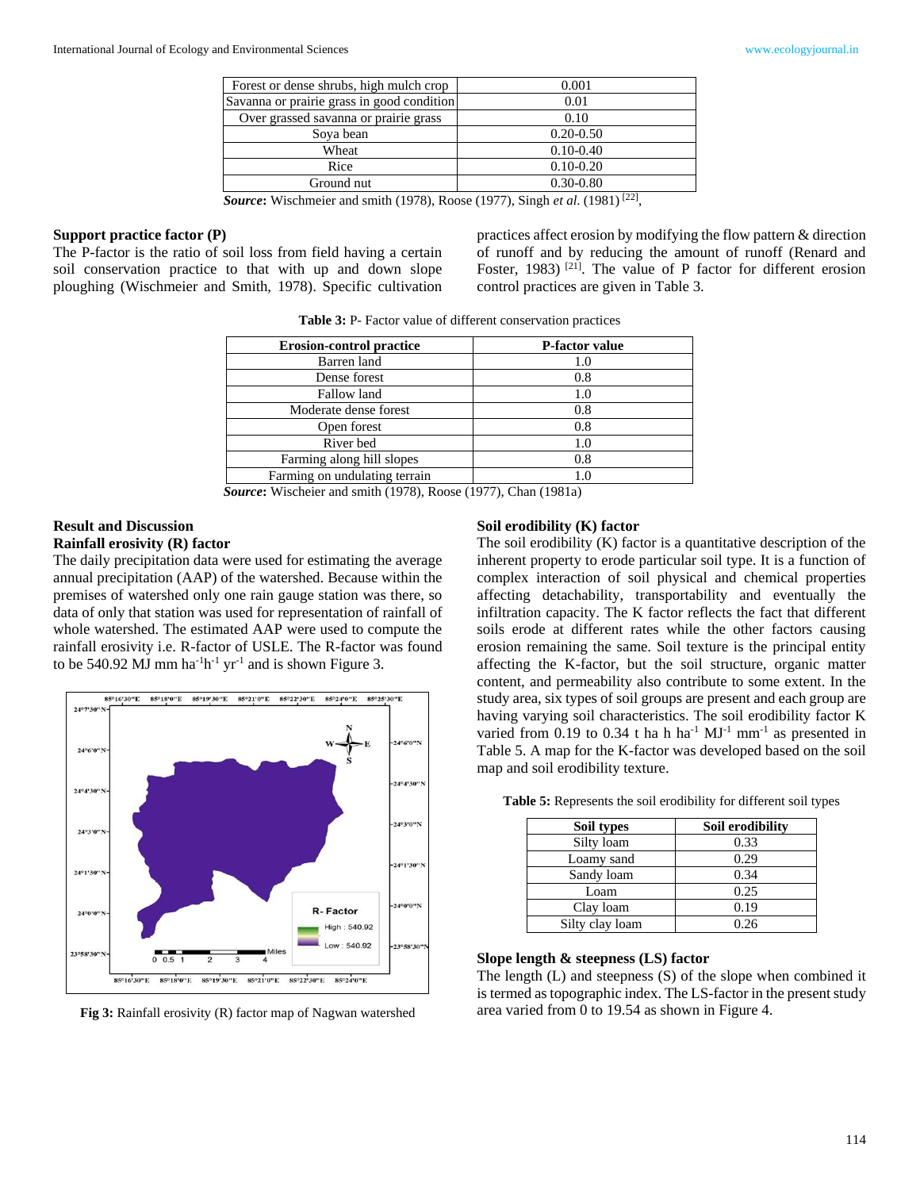| Forest or dense shrubs, high mulch crop | 0.001 |
|---|---|
| Savanna or prairie grass in good condition | 0.01 |
| Over grassed savanna or prairie grass | 0.10 |
| Soya bean | 0.20-0.50 |
| Wheat | 0.10-0.40 |
| Rice | 0.10-0.20 |
| Ground nut | 0.30-0.80 |

***Source***: Wischmeier and smith (1978), Roose (1977), Singh *et al.* (1981) [22],

### Support practice factor (P)

The P-factor is the ratio of soil loss from field having a certain soil conservation practice to that with up and down slope ploughing (Wischmeier and Smith, 1978). Specific cultivation practices affect erosion by modifying the flow pattern & direction of runoff and by reducing the amount of runoff (Renard and Foster, 1983) [21]. The value of P factor for different erosion control practices are given in Table 3.

**Table 3:** P- Factor value of different conservation practices

| Erosion-control practice | P-factor value |
|---|---|
| Barren land | 1.0 |
| Dense forest | 0.8 |
| Fallow land | 1.0 |
| Moderate dense forest | 0.8 |
| Open forest | 0.8 |
| River bed | 1.0 |
| Farming along hill slopes | 0.8 |
| Farming on undulating terrain | 1.0 |

***Source***: Wischeier and smith (1978), Roose (1977), Chan (1981a)

## Result and Discussion

### Rainfall erosivity (R) factor

The daily precipitation data were used for estimating the average annual precipitation (AAP) of the watershed. Because within the premises of watershed only one rain gauge station was there, so data of only that station was used for representation of rainfall of whole watershed. The estimated AAP were used to compute the rainfall erosivity i.e. R-factor of USLE. The R-factor was found to be 540.92 MJ mm $ha^{-1}h^{-1}$ $yr^{-1}$ and is shown Figure 3.

**Fig 3:** Rainfall erosivity (R) factor map of Nagwan watershed

### Soil erodibility (K) factor

The soil erodibility (K) factor is a quantitative description of the inherent property to erode particular soil type. It is a function of complex interaction of soil physical and chemical properties affecting detachability, transportability and eventually the infiltration capacity. The K factor reflects the fact that different soils erode at different rates while the other factors causing erosion remaining the same. Soil texture is the principal entity affecting the K-factor, but the soil structure, organic matter content, and permeability also contribute to some extent. In the study area, six types of soil groups are present and each group are having varying soil characteristics. The soil erodibility factor K varied from 0.19 to 0.34 t ha h $ha^{-1}$ $MJ^{-1}$ $mm^{-1}$ as presented in Table 5. A map for the K-factor was developed based on the soil map and soil erodibility texture.

**Table 5:** Represents the soil erodibility for different soil types

| Soil types | Soil erodibility |
|---|---|
| Silty loam | 0.33 |
| Loamy sand | 0.29 |
| Sandy loam | 0.34 |
| Loam | 0.25 |
| Clay loam | 0.19 |
| Silty clay loam | 0.26 |

### Slope length & steepness (LS) factor

The length (L) and steepness (S) of the slope when combined it is termed as topographic index. The LS-factor in the present study area varied from 0 to 19.54 as shown in Figure 4.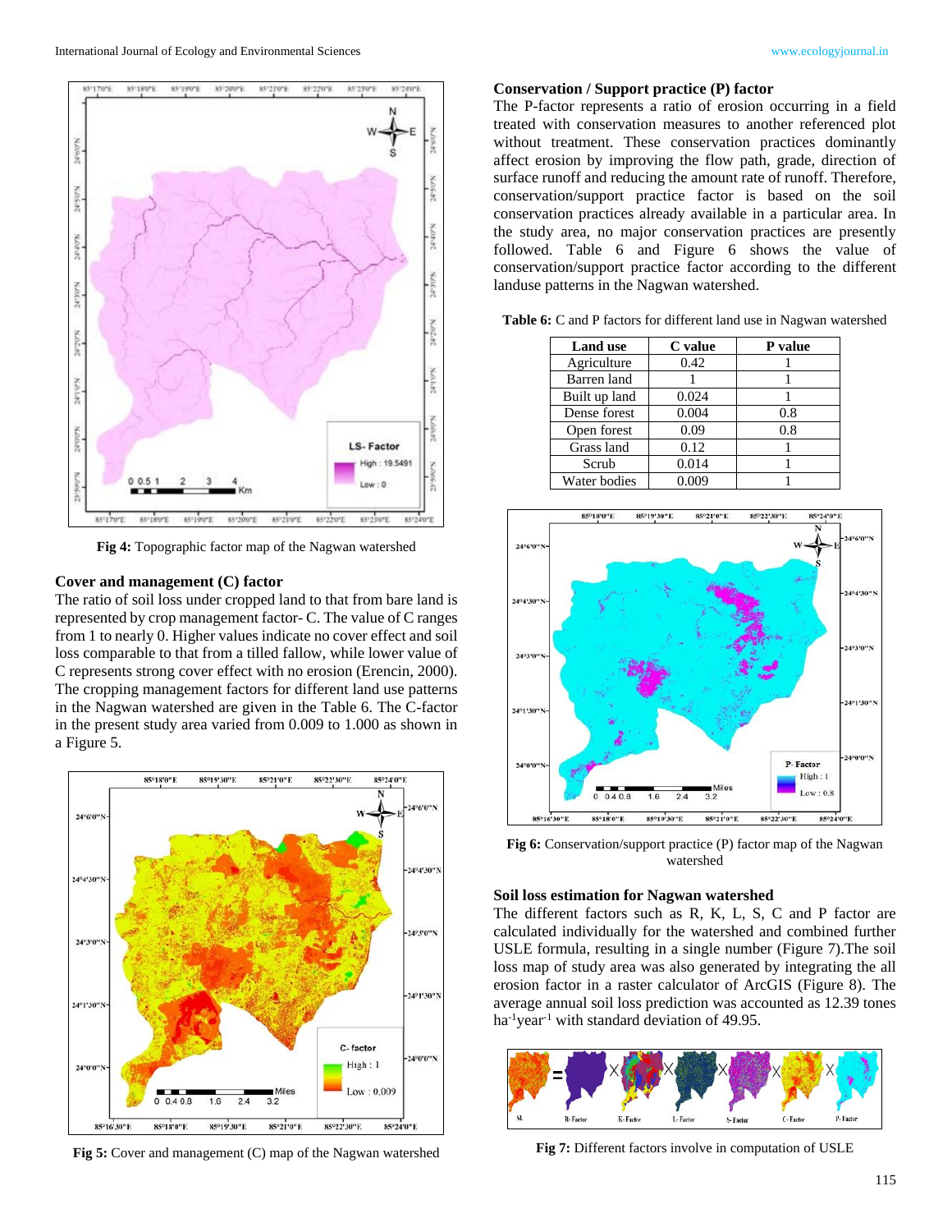Fig 4: Topographic factor map of the Nagwan watershed

## Cover and management (C) factor

The ratio of soil loss under cropped land to that from bare land is represented by crop management factor- C. The value of C ranges from 1 to nearly 0. Higher values indicate no cover effect and soil loss comparable to that from a tilled fallow, while lower value of C represents strong cover effect with no erosion (Erencin, 2000). The cropping management factors for different land use patterns in the Nagwan watershed are given in the Table 6. The C-factor in the present study area varied from 0.009 to 1.000 as shown in a Figure 5.

Fig 5: Cover and management (C) map of the Nagwan watershed

## Conservation / Support practice (P) factor

The P-factor represents a ratio of erosion occurring in a field treated with conservation measures to another referenced plot without treatment. These conservation practices dominantly affect erosion by improving the flow path, grade, direction of surface runoff and reducing the amount rate of runoff. Therefore, conservation/support practice factor is based on the soil conservation practices already available in a particular area. In the study area, no major conservation practices are presently followed. Table 6 and Figure 6 shows the value of conservation/support practice factor according to the different landuse patterns in the Nagwan watershed.

**Table 6:** C and P factors for different land use in Nagwan watershed

| Land use | C value | P value |
|---|---|---|
| Agriculture | 0.42 | 1 |
| Barren land | 1 | 1 |
| Built up land | 0.024 | 1 |
| Dense forest | 0.004 | 0.8 |
| Open forest | 0.09 | 0.8 |
| Grass land | 0.12 | 1 |
| Scrub | 0.014 | 1 |
| Water bodies | 0.009 | 1 |

Fig 6: Conservation/support practice (P) factor map of the Nagwan watershed

## Soil loss estimation for Nagwan watershed

The different factors such as R, K, L, S, C and P factor are calculated individually for the watershed and combined further USLE formula, resulting in a single number (Figure 7).The soil loss map of study area was also generated by integrating the all erosion factor in a raster calculator of ArcGIS (Figure 8). The average annual soil loss prediction was accounted as 12.39 tones ha$^{-1}$year$^{-1}$ with standard deviation of 49.95.

Fig 7: Different factors involve in computation of USLE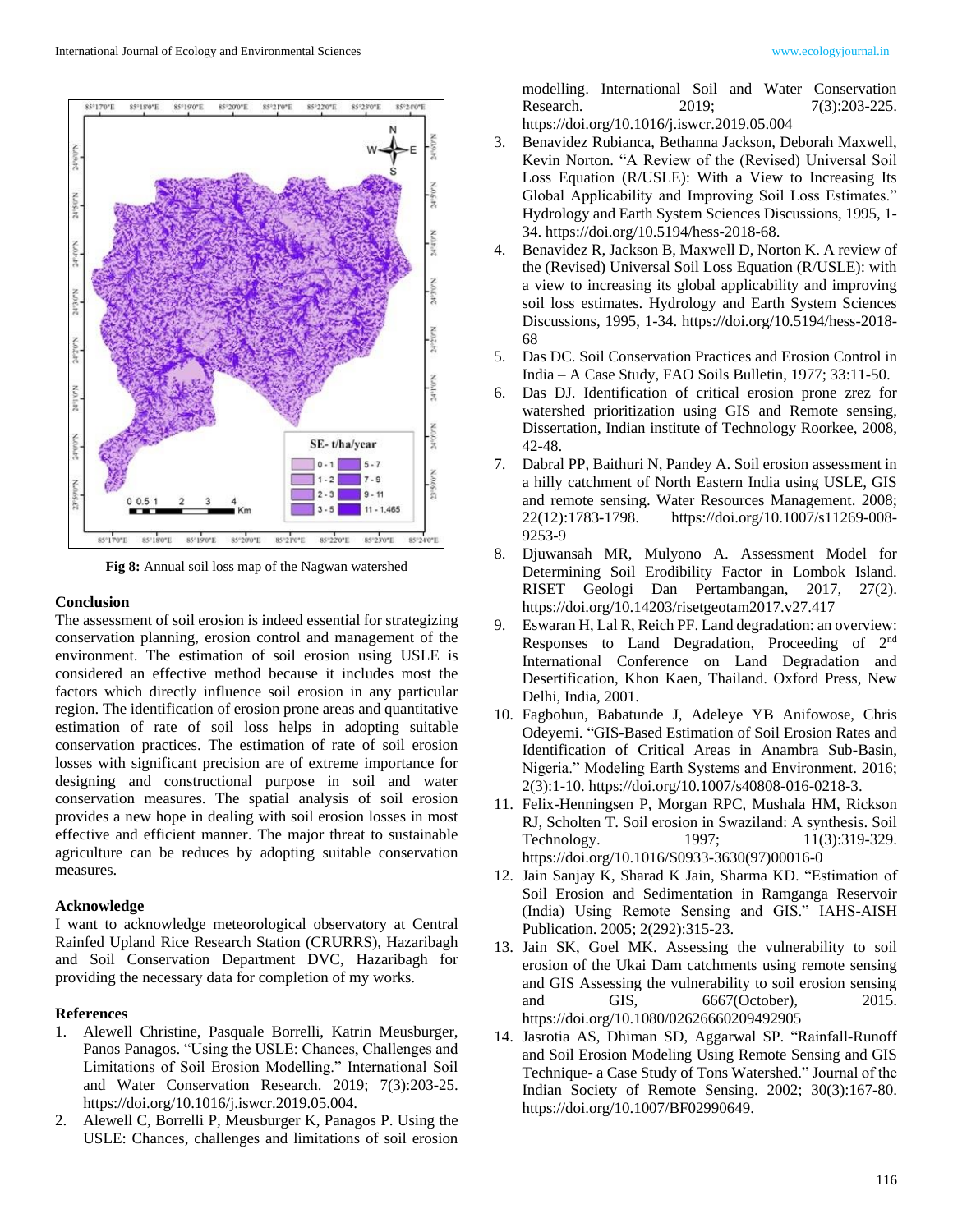Fig 8: Annual soil loss map of the Nagwan watershed

## Conclusion

The assessment of soil erosion is indeed essential for strategizing conservation planning, erosion control and management of the environment. The estimation of soil erosion using USLE is considered an effective method because it includes most the factors which directly influence soil erosion in any particular region. The identification of erosion prone areas and quantitative estimation of rate of soil loss helps in adopting suitable conservation practices. The estimation of rate of soil erosion losses with significant precision are of extreme importance for designing and constructional purpose in soil and water conservation measures. The spatial analysis of soil erosion provides a new hope in dealing with soil erosion losses in most effective and efficient manner. The major threat to sustainable agriculture can be reduces by adopting suitable conservation measures.

## Acknowledge

I want to acknowledge meteorological observatory at Central Rainfed Upland Rice Research Station (CRURRS), Hazaribagh and Soil Conservation Department DVC, Hazaribagh for providing the necessary data for completion of my works.

## References

1. Alewell Christine, Pasquale Borrelli, Katrin Meusburger, Panos Panagos. "Using the USLE: Chances, Challenges and Limitations of Soil Erosion Modelling." International Soil and Water Conservation Research. 2019; 7(3):203-25. https://doi.org/10.1016/j.iswcr.2019.05.004.
2. Alewell C, Borrelli P, Meusburger K, Panagos P. Using the USLE: Chances, challenges and limitations of soil erosion modelling. International Soil and Water Conservation Research. 2019; 7(3):203-225. https://doi.org/10.1016/j.iswcr.2019.05.004
3. Benavidez Rubianca, Bethanna Jackson, Deborah Maxwell, Kevin Norton. "A Review of the (Revised) Universal Soil Loss Equation (R/USLE): With a View to Increasing Its Global Applicability and Improving Soil Loss Estimates." Hydrology and Earth System Sciences Discussions, 1995, 1-34. https://doi.org/10.5194/hess-2018-68.
4. Benavidez R, Jackson B, Maxwell D, Norton K. A review of the (Revised) Universal Soil Loss Equation (R/USLE): with a view to increasing its global applicability and improving soil loss estimates. Hydrology and Earth System Sciences Discussions, 1995, 1-34. https://doi.org/10.5194/hess-2018-68
5. Das DC. Soil Conservation Practices and Erosion Control in India – A Case Study, FAO Soils Bulletin, 1977; 33:11-50.
6. Das DJ. Identification of critical erosion prone zrez for watershed prioritization using GIS and Remote sensing, Dissertation, Indian institute of Technology Roorkee, 2008, 42-48.
7. Dabral PP, Baithuri N, Pandey A. Soil erosion assessment in a hilly catchment of North Eastern India using USLE, GIS and remote sensing. Water Resources Management. 2008; 22(12):1783-1798. https://doi.org/10.1007/s11269-008-9253-9
8. Djuwansah MR, Mulyono A. Assessment Model for Determining Soil Erodibility Factor in Lombok Island. RISET Geologi Dan Pertambangan, 2017, 27(2). https://doi.org/10.14203/risetgeotam2017.v27.417
9. Eswaran H, Lal R, Reich PF. Land degradation: an overview: Responses to Land Degradation, Proceeding of 2nd International Conference on Land Degradation and Desertification, Khon Kaen, Thailand. Oxford Press, New Delhi, India, 2001.
10. Fagbohun, Babatunde J, Adeleye YB Anifowose, Chris Odeyemi. "GIS-Based Estimation of Soil Erosion Rates and Identification of Critical Areas in Anambra Sub-Basin, Nigeria." Modeling Earth Systems and Environment. 2016; 2(3):1-10. https://doi.org/10.1007/s40808-016-0218-3.
11. Felix-Henningsen P, Morgan RPC, Mushala HM, Rickson RJ, Scholten T. Soil erosion in Swaziland: A synthesis. Soil Technology. 1997; 11(3):319-329. https://doi.org/10.1016/S0933-3630(97)00016-0
12. Jain Sanjay K, Sharad K Jain, Sharma KD. "Estimation of Soil Erosion and Sedimentation in Ramganga Reservoir (India) Using Remote Sensing and GIS." IAHS-AISH Publication. 2005; 2(292):315-23.
13. Jain SK, Goel MK. Assessing the vulnerability to soil erosion of the Ukai Dam catchments using remote sensing and GIS Assessing the vulnerability to soil erosion sensing and GIS, 6667(October), 2015. https://doi.org/10.1080/02626660209492905
14. Jasrotia AS, Dhiman SD, Aggarwal SP. "Rainfall-Runoff and Soil Erosion Modeling Using Remote Sensing and GIS Technique- a Case Study of Tons Watershed." Journal of the Indian Society of Remote Sensing. 2002; 30(3):167-80. https://doi.org/10.1007/BF02990649.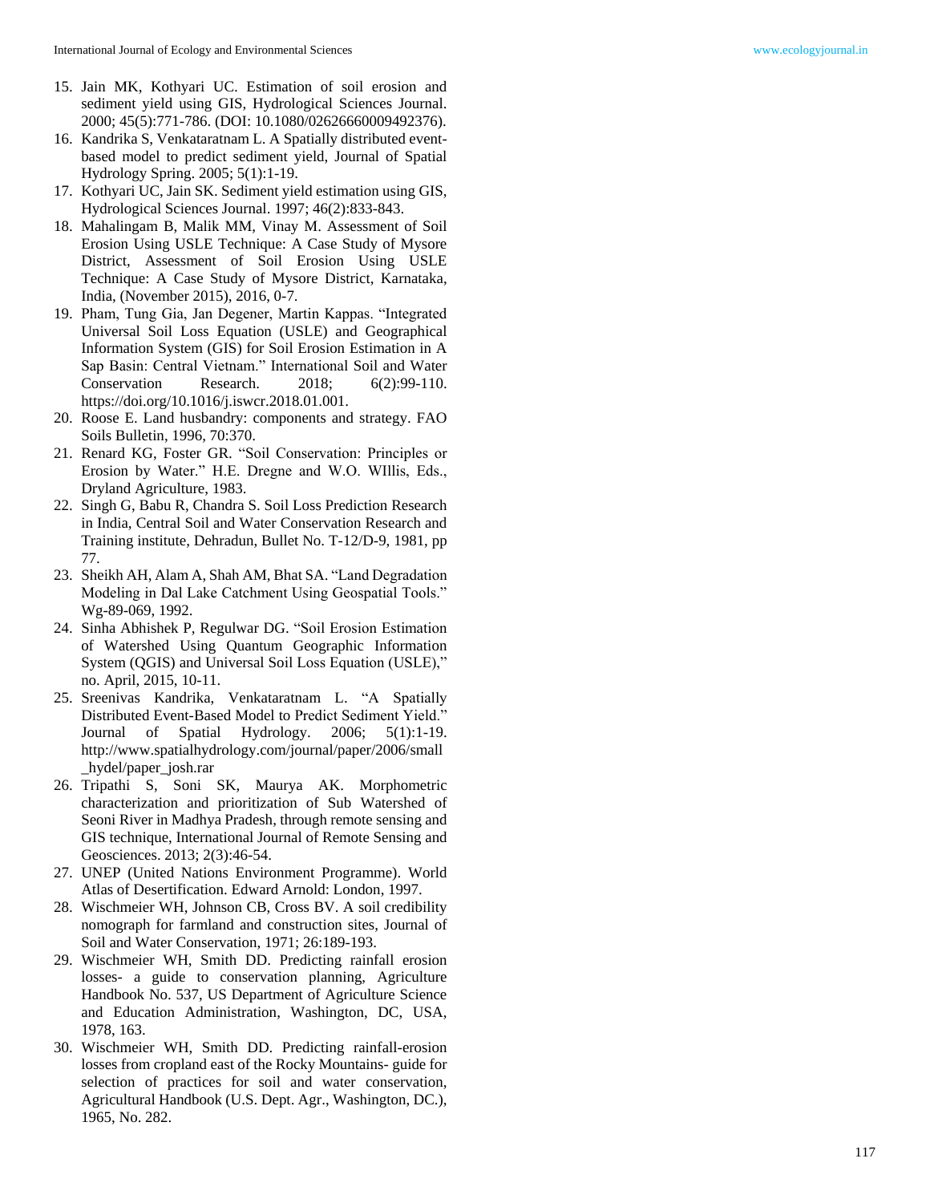15. Jain MK, Kothyari UC. Estimation of soil erosion and sediment yield using GIS, Hydrological Sciences Journal. 2000; 45(5):771-786. (DOI: 10.1080/02626660009492376).
16. Kandrika S, Venkataratnam L. A Spatially distributed event-based model to predict sediment yield, Journal of Spatial Hydrology Spring. 2005; 5(1):1-19.
17. Kothyari UC, Jain SK. Sediment yield estimation using GIS, Hydrological Sciences Journal. 1997; 46(2):833-843.
18. Mahalingam B, Malik MM, Vinay M. Assessment of Soil Erosion Using USLE Technique: A Case Study of Mysore District, Assessment of Soil Erosion Using USLE Technique: A Case Study of Mysore District, Karnataka, India, (November 2015), 2016, 0-7.
19. Pham, Tung Gia, Jan Degener, Martin Kappas. "Integrated Universal Soil Loss Equation (USLE) and Geographical Information System (GIS) for Soil Erosion Estimation in A Sap Basin: Central Vietnam." International Soil and Water Conservation Research. 2018; 6(2):99-110. https://doi.org/10.1016/j.iswcr.2018.01.001.
20. Roose E. Land husbandry: components and strategy. FAO Soils Bulletin, 1996, 70:370.
21. Renard KG, Foster GR. "Soil Conservation: Principles or Erosion by Water." H.E. Dregne and W.O. WIllis, Eds., Dryland Agriculture, 1983.
22. Singh G, Babu R, Chandra S. Soil Loss Prediction Research in India, Central Soil and Water Conservation Research and Training institute, Dehradun, Bullet No. T-12/D-9, 1981, pp 77.
23. Sheikh AH, Alam A, Shah AM, Bhat SA. "Land Degradation Modeling in Dal Lake Catchment Using Geospatial Tools." Wg-89-069, 1992.
24. Sinha Abhishek P, Regulwar DG. "Soil Erosion Estimation of Watershed Using Quantum Geographic Information System (QGIS) and Universal Soil Loss Equation (USLE)," no. April, 2015, 10-11.
25. Sreenivas Kandrika, Venkataratnam L. "A Spatially Distributed Event-Based Model to Predict Sediment Yield." Journal of Spatial Hydrology. 2006; 5(1):1-19. http://www.spatialhydrology.com/journal/paper/2006/small_hydel/paper_josh.rar
26. Tripathi S, Soni SK, Maurya AK. Morphometric characterization and prioritization of Sub Watershed of Seoni River in Madhya Pradesh, through remote sensing and GIS technique, International Journal of Remote Sensing and Geosciences. 2013; 2(3):46-54.
27. UNEP (United Nations Environment Programme). World Atlas of Desertification. Edward Arnold: London, 1997.
28. Wischmeier WH, Johnson CB, Cross BV. A soil credibility nomograph for farmland and construction sites, Journal of Soil and Water Conservation, 1971; 26:189-193.
29. Wischmeier WH, Smith DD. Predicting rainfall erosion losses- a guide to conservation planning, Agriculture Handbook No. 537, US Department of Agriculture Science and Education Administration, Washington, DC, USA, 1978, 163.
30. Wischmeier WH, Smith DD. Predicting rainfall-erosion losses from cropland east of the Rocky Mountains- guide for selection of practices for soil and water conservation, Agricultural Handbook (U.S. Dept. Agr., Washington, DC.), 1965, No. 282.